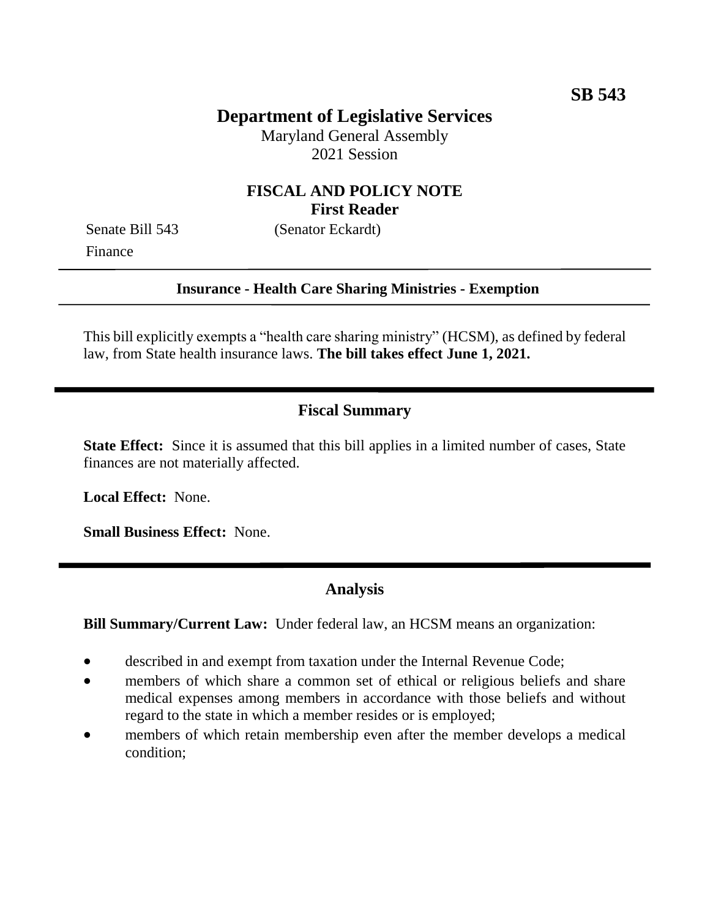**SB 543**

# Department of Legislative Services

Maryland General Assembly
2021 Session

## FISCAL AND POLICY NOTE
**First Reader**

Senate Bill 543 (Senator Eckardt)
Finance

---

**Insurance - Health Care Sharing Ministries - Exemption**

---

This bill explicitly exempts a "health care sharing ministry" (HCSM), as defined by federal law, from State health insurance laws. **The bill takes effect June 1, 2021.**

---

## Fiscal Summary

**State Effect:** Since it is assumed that this bill applies in a limited number of cases, State finances are not materially affected.

**Local Effect:** None.

**Small Business Effect:** None.

---

## Analysis

**Bill Summary/Current Law:** Under federal law, an HCSM means an organization:

- described in and exempt from taxation under the Internal Revenue Code;
- members of which share a common set of ethical or religious beliefs and share medical expenses among members in accordance with those beliefs and without regard to the state in which a member resides or is employed;
- members of which retain membership even after the member develops a medical condition;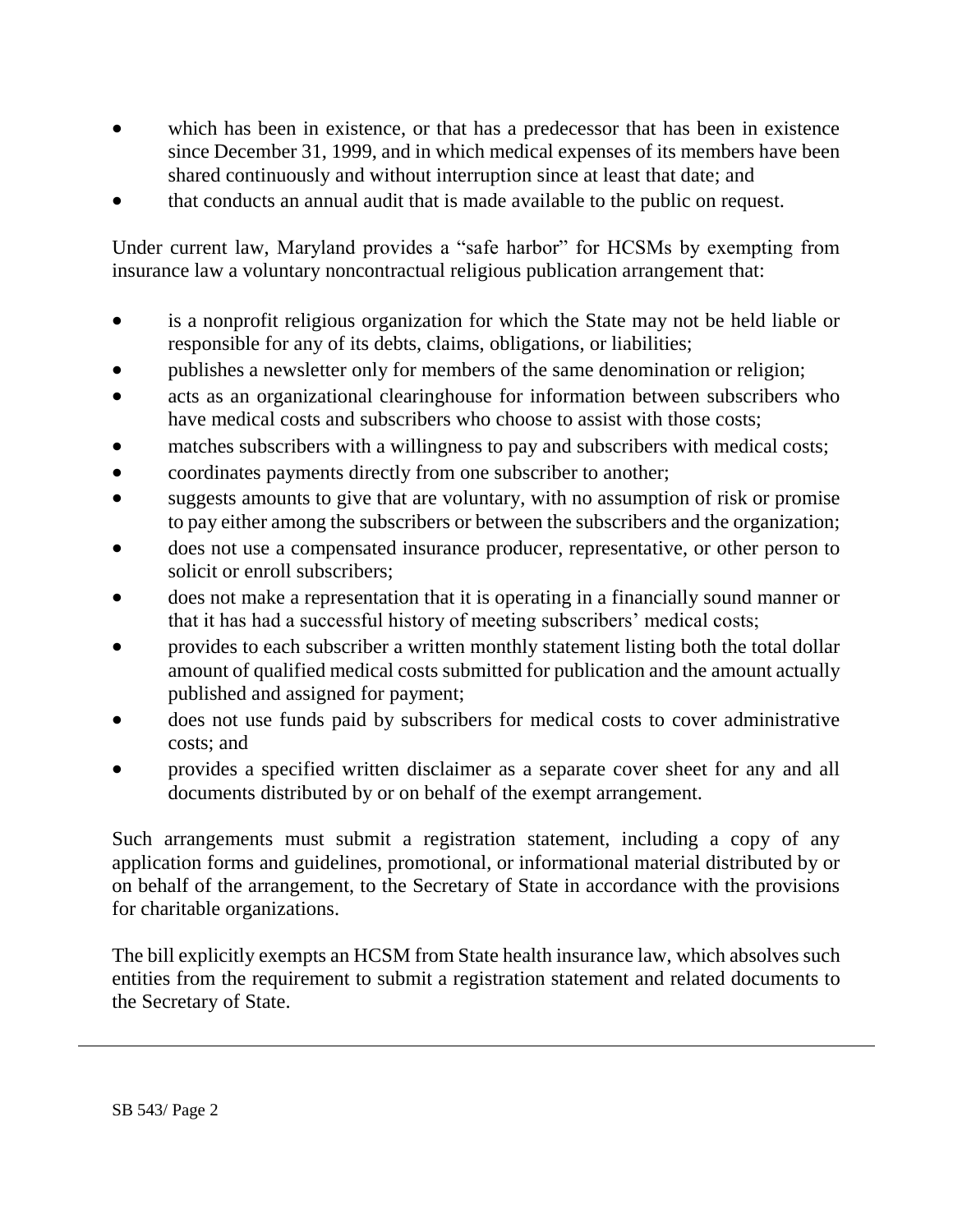- which has been in existence, or that has a predecessor that has been in existence since December 31, 1999, and in which medical expenses of its members have been shared continuously and without interruption since at least that date; and
- that conducts an annual audit that is made available to the public on request.

Under current law, Maryland provides a "safe harbor" for HCSMs by exempting from insurance law a voluntary noncontractual religious publication arrangement that:

- is a nonprofit religious organization for which the State may not be held liable or responsible for any of its debts, claims, obligations, or liabilities;
- publishes a newsletter only for members of the same denomination or religion;
- acts as an organizational clearinghouse for information between subscribers who have medical costs and subscribers who choose to assist with those costs;
- matches subscribers with a willingness to pay and subscribers with medical costs;
- coordinates payments directly from one subscriber to another;
- suggests amounts to give that are voluntary, with no assumption of risk or promise to pay either among the subscribers or between the subscribers and the organization;
- does not use a compensated insurance producer, representative, or other person to solicit or enroll subscribers;
- does not make a representation that it is operating in a financially sound manner or that it has had a successful history of meeting subscribers' medical costs;
- provides to each subscriber a written monthly statement listing both the total dollar amount of qualified medical costs submitted for publication and the amount actually published and assigned for payment;
- does not use funds paid by subscribers for medical costs to cover administrative costs; and
- provides a specified written disclaimer as a separate cover sheet for any and all documents distributed by or on behalf of the exempt arrangement.

Such arrangements must submit a registration statement, including a copy of any application forms and guidelines, promotional, or informational material distributed by or on behalf of the arrangement, to the Secretary of State in accordance with the provisions for charitable organizations.

The bill explicitly exempts an HCSM from State health insurance law, which absolves such entities from the requirement to submit a registration statement and related documents to the Secretary of State.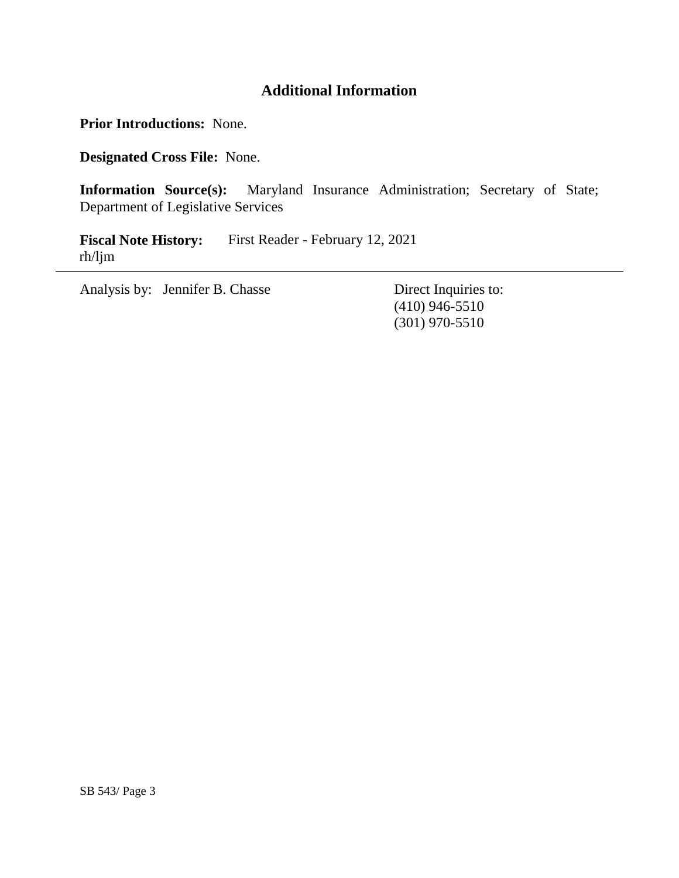## Additional Information

**Prior Introductions:** None.

**Designated Cross File:** None.

**Information Source(s):** Maryland Insurance Administration; Secretary of State; Department of Legislative Services

**Fiscal Note History:** First Reader - February 12, 2021
rh/ljm

---

Analysis by: Jennifer B. Chasse

Direct Inquiries to:
(410) 946-5510
(301) 970-5510